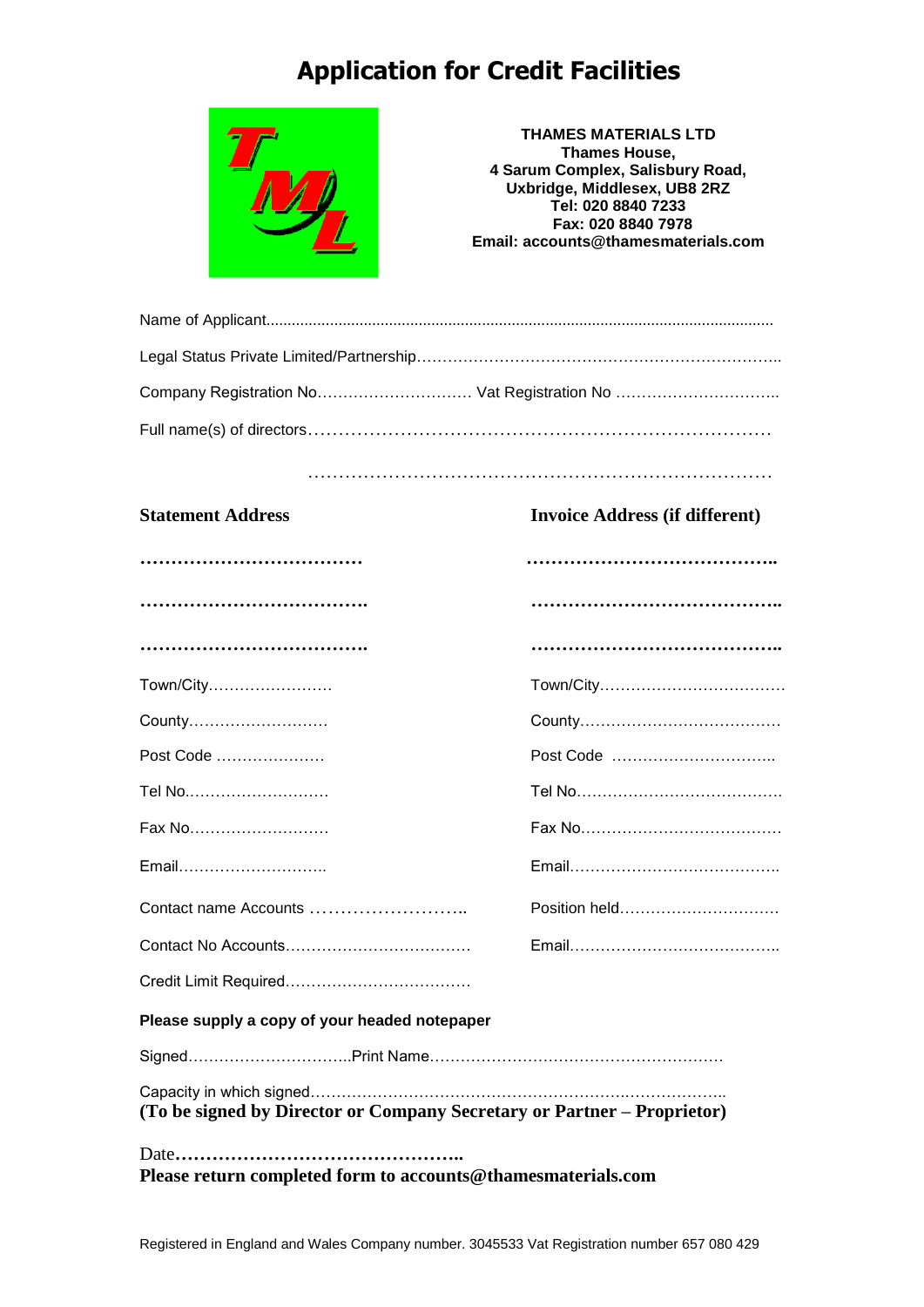# Application for Credit Facilities

**THAMES MATERIALS LTD**
**Thames House,**
**4 Sarum Complex, Salisbury Road,**
**Uxbridge, Middlesex, UB8 2RZ**
**Tel: 020 8840 7233**
**Fax: 020 8840 7978**
**Email: accounts@thamesmaterials.com**

Name of Applicant.......................................................................................................................

Legal Status Private Limited/Partnership……………………………………………………………..

Company Registration No……………………… Vat Registration No …………………………..

Full name(s) of directors…………………………………………………………………

…………………………………………………………………

| **Statement Address** | **Invoice Address (if different)** |
|---|---|
| **………………………………** | **…………………………………..** |
| **……………………………….** | **…………………………………..** |
| **……………………………….** | **…………………………………..** |
| Town/City…………………… | Town/City……………………………… |
| County……………………… | County………………………………… |
| Post Code ………………… | Post Code ………………………….. |
| Tel No.……………………… | Tel No………………………………… |
| Fax No……………………… | Fax No………………………………… |
| Email……………………….. | Email………………………………….. |
| Contact name Accounts …………………….. | Position held………………………… |
| Contact No Accounts……………………………… | Email………………………………….. |
| Credit Limit Required……………………………… | |

**Please supply a copy of your headed notepaper**

Signed…………………………..Print Name…………………………………………………

Capacity in which signed…………………………………………………………………..

**(To be signed by Director or Company Secretary or Partner – Proprietor)**

Date**………………………………………..**

**Please return completed form to accounts@thamesmaterials.com**

Registered in England and Wales Company number. 3045533 Vat Registration number 657 080 429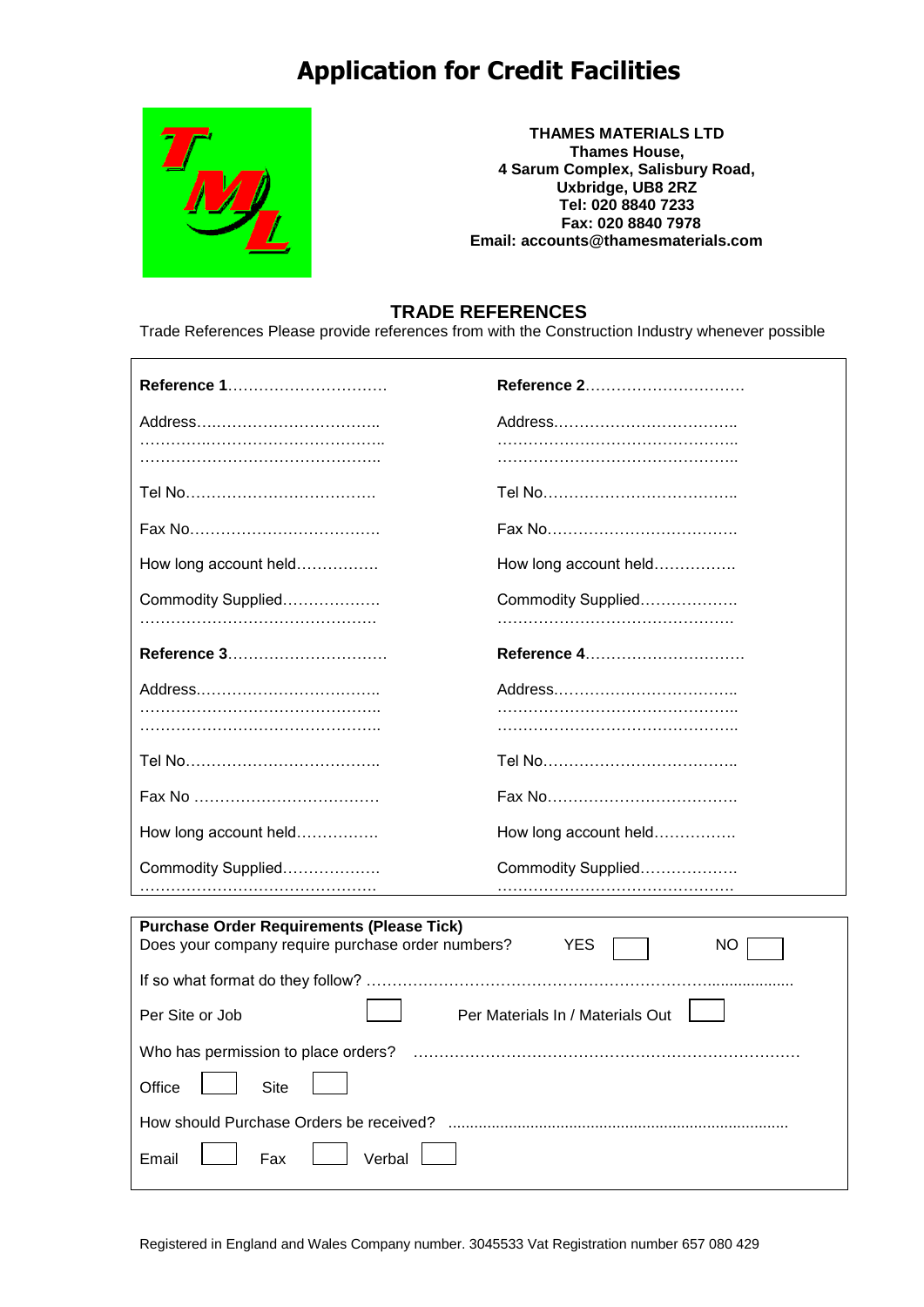# Application for Credit Facilities

**THAMES MATERIALS LTD**
**Thames House,**
**4 Sarum Complex, Salisbury Road,**
**Uxbridge, UB8 2RZ**
**Tel: 020 8840 7233**
**Fax: 020 8840 7978**
**Email: accounts@thamesmaterials.com**

## TRADE REFERENCES

Trade References Please provide references from with the Construction Industry whenever possible

| | |
|---|---|
| **Reference 1**………………………… | **Reference 2**………………………… |
| Address…………………………….. ……………………………………….. ……………………………………….. | Address…………………………….. ……………………………………….. ……………………………………….. |
| Tel No……………………………… | Tel No……………………………….. |
| Fax No……………………………… | Fax No……………………………… |
| How long account held……………. | How long account held……………. |
| Commodity Supplied………………. ………………………………………. | Commodity Supplied………………. ………………………………………. |
| **Reference 3**………………………… | **Reference 4**………………………… |
| Address…………………………….. ……………………………………….. ……………………………………….. | Address…………………………….. ……………………………………….. ……………………………………….. |
| Tel No……………………………….. | Tel No……………………………….. |
| Fax No ……………………………… | Fax No……………………………… |
| How long account held……………. | How long account held……………. |
| Commodity Supplied………………. ………………………………………. | Commodity Supplied………………. ………………………………………. |

**Purchase Order Requirements (Please Tick)**

Does your company require purchase order numbers? YES ☐ NO ☐

If so what format do they follow? ……………………………………………………………………

Per Site or Job ☐ Per Materials In / Materials Out ☐

Who has permission to place orders? …………………………………………………………………

Office ☐ Site ☐

How should Purchase Orders be received? ……………………………………………………………

Email ☐ Fax ☐ Verbal ☐

Registered in England and Wales Company number. 3045533 Vat Registration number 657 080 429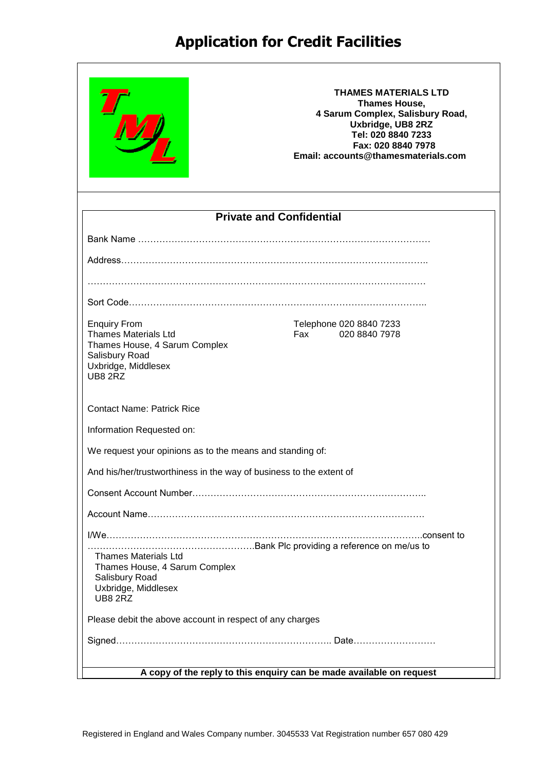# Application for Credit Facilities

**THAMES MATERIALS LTD**
**Thames House,**
**4 Sarum Complex, Salisbury Road,**
**Uxbridge, UB8 2RZ**
**Tel: 020 8840 7233**
**Fax: 020 8840 7978**
**Email: accounts@thamesmaterials.com**

## Private and Confidential

Bank Name ……………………………………………………………………………………

Address………………………………………………………………………………………..

……………………………………………………………………………………………………

Sort Code……………………………………………………………………………………..

Enquiry From
Thames Materials Ltd
Thames House, 4 Sarum Complex
Salisbury Road
Uxbridge, Middlesex
UB8 2RZ

Telephone 020 8840 7233
Fax 020 8840 7978

Contact Name: Patrick Rice

Information Requested on:

We request your opinions as to the means and standing of:

And his/her/trustworthiness in the way of business to the extent of

Consent Account Number…………………………………………………………………..

Account Name…………………………………………………………………………………

I/We…………………………………………………………………………………………..consent to
……………………………………………….Bank Plc providing a reference on me/us to
Thames Materials Ltd
Thames House, 4 Sarum Complex
Salisbury Road
Uxbridge, Middlesex
UB8 2RZ

Please debit the above account in respect of any charges

Signed…………………………………………………………….. Date………………………

**A copy of the reply to this enquiry can be made available on request**

Registered in England and Wales Company number. 3045533 Vat Registration number 657 080 429